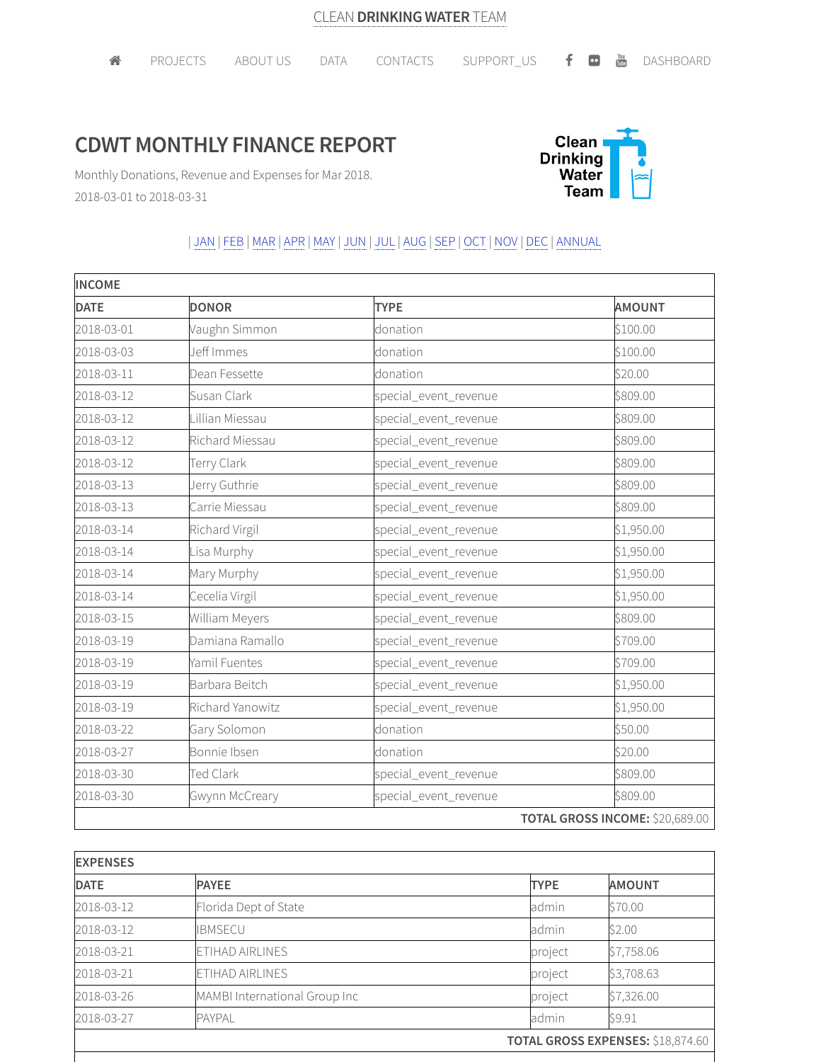CLEAN **DRINKING WATER** TEAM

PROJECTS | ABOUT US | DATA | CONTACTS | SUPPORT_US | DASHBOARD

# CDWT MONTHLY FINANCE REPORT

Monthly Donations, Revenue and Expenses for Mar 2018.

2018-03-01 to 2018-03-31

Clean Drinking Water Team

| JAN | FEB | MAR | APR | MAY | JUN | JUL | AUG | SEP | OCT | NOV | DEC | ANNUAL

| INCOME | | | |
|---|---|---|---|
| **DATE** | **DONOR** | **TYPE** | **AMOUNT** |
| 2018-03-01 | Vaughn Simmon | donation | $100.00 |
| 2018-03-03 | Jeff Immes | donation | $100.00 |
| 2018-03-11 | Dean Fessette | donation | $20.00 |
| 2018-03-12 | Susan Clark | special_event_revenue | $809.00 |
| 2018-03-12 | Lillian Miessau | special_event_revenue | $809.00 |
| 2018-03-12 | Richard Miessau | special_event_revenue | $809.00 |
| 2018-03-12 | Terry Clark | special_event_revenue | $809.00 |
| 2018-03-13 | Jerry Guthrie | special_event_revenue | $809.00 |
| 2018-03-13 | Carrie Miessau | special_event_revenue | $809.00 |
| 2018-03-14 | Richard Virgil | special_event_revenue | $1,950.00 |
| 2018-03-14 | Lisa Murphy | special_event_revenue | $1,950.00 |
| 2018-03-14 | Mary Murphy | special_event_revenue | $1,950.00 |
| 2018-03-14 | Cecelia Virgil | special_event_revenue | $1,950.00 |
| 2018-03-15 | William Meyers | special_event_revenue | $809.00 |
| 2018-03-19 | Damiana Ramallo | special_event_revenue | $709.00 |
| 2018-03-19 | Yamil Fuentes | special_event_revenue | $709.00 |
| 2018-03-19 | Barbara Beitch | special_event_revenue | $1,950.00 |
| 2018-03-19 | Richard Yanowitz | special_event_revenue | $1,950.00 |
| 2018-03-22 | Gary Solomon | donation | $50.00 |
| 2018-03-27 | Bonnie Ibsen | donation | $20.00 |
| 2018-03-30 | Ted Clark | special_event_revenue | $809.00 |
| 2018-03-30 | Gwynn McCreary | special_event_revenue | $809.00 |
| | | | **TOTAL GROSS INCOME:** $20,689.00 |

| EXPENSES | | | |
|---|---|---|---|
| **DATE** | **PAYEE** | **TYPE** | **AMOUNT** |
| 2018-03-12 | Florida Dept of State | admin | $70.00 |
| 2018-03-12 | IBMSECU | admin | $2.00 |
| 2018-03-21 | ETIHAD AIRLINES | project | $7,758.06 |
| 2018-03-21 | ETIHAD AIRLINES | project | $3,708.63 |
| 2018-03-26 | MAMBI International Group Inc | project | $7,326.00 |
| 2018-03-27 | PAYPAL | admin | $9.91 |
| | | | **TOTAL GROSS EXPENSES:** $18,874.60 |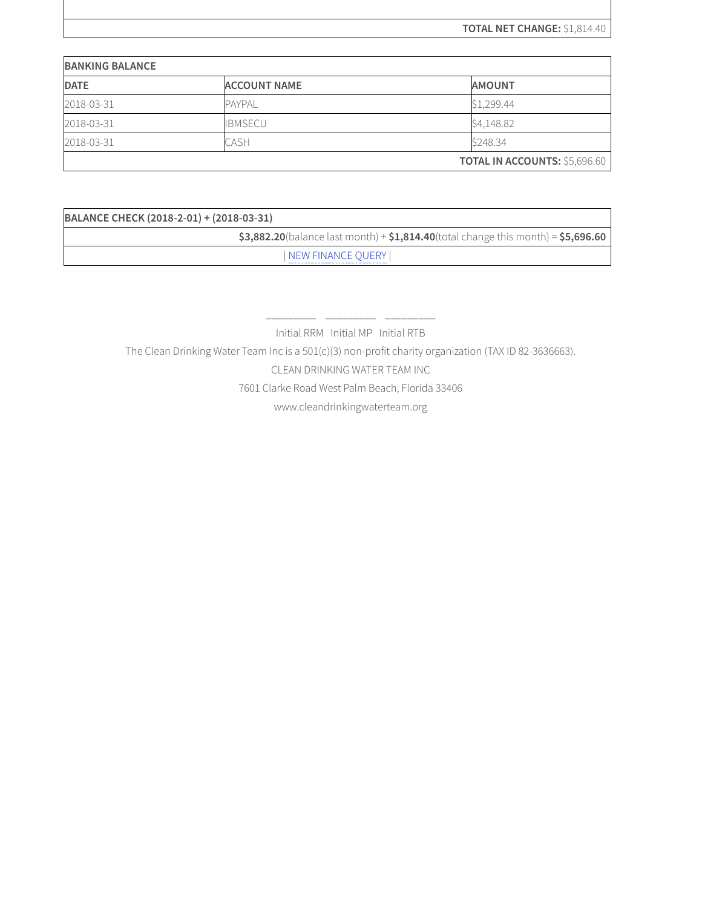| |
|---|
| |
| **TOTAL NET CHANGE:** $1,814.40 |

| BANKING BALANCE | | |
|---|---|---|
| **DATE** | **ACCOUNT NAME** | **AMOUNT** |
| 2018-03-31 | PAYPAL | $1,299.44 |
| 2018-03-31 | IBMSECU | $4,148.82 |
| 2018-03-31 | CASH | $248.34 |
| | | **TOTAL IN ACCOUNTS:** $5,696.60 |

| BALANCE CHECK (2018-2-01) + (2018-03-31) |
|---|
| **$3,882.20**(balance last month) + **$1,814.40**(total change this month) = **$5,696.60** |
| \| NEW FINANCE QUERY \| |

________ ________ ________

Initial RRM Initial MP Initial RTB

The Clean Drinking Water Team Inc is a 501(c)(3) non-profit charity organization (TAX ID 82-3636663).

CLEAN DRINKING WATER TEAM INC

7601 Clarke Road West Palm Beach, Florida 33406

www.cleandrinkingwaterteam.org